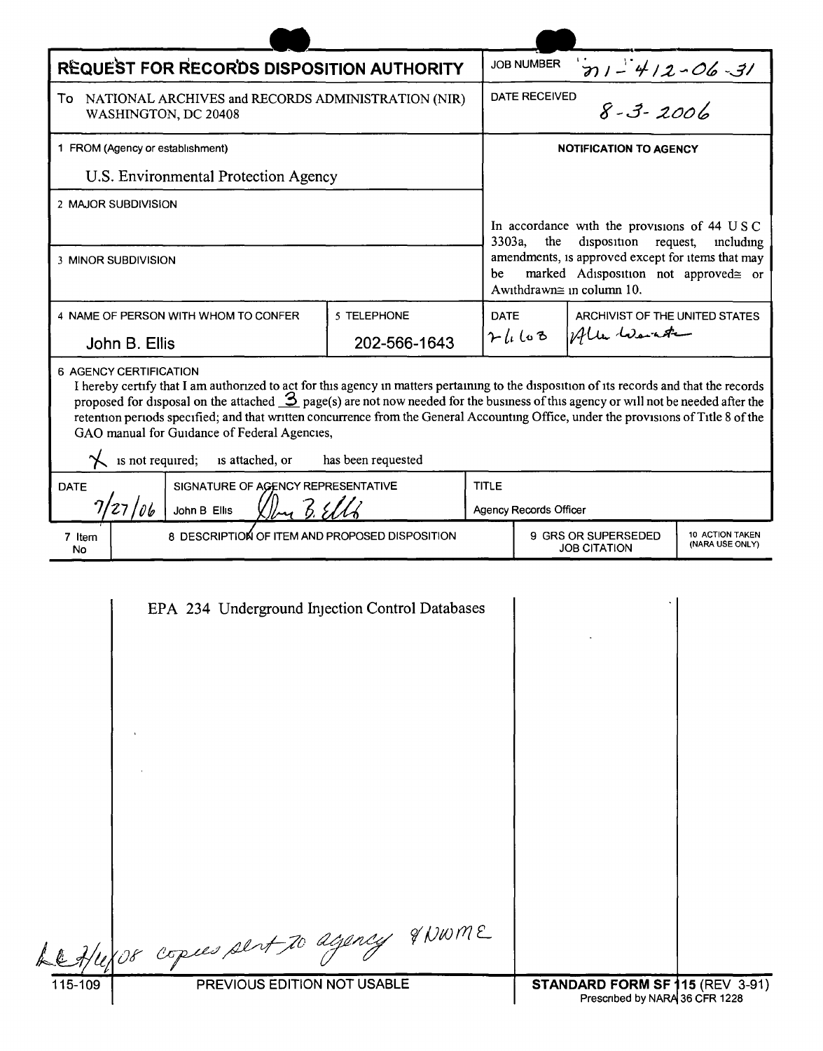# REQUEST FOR RECORDS DISPOSITION AUTHORITY

| | |
|---|---|
| **JOB NUMBER** | N1-412-06-31 |
| **DATE RECEIVED** | 8-3-2006 |

To NATIONAL ARCHIVES and RECORDS ADMINISTRATION (NIR)
WASHINGTON, DC 20408

1 FROM (Agency or establishment)

U.S. Environmental Protection Agency

2 MAJOR SUBDIVISION

3 MINOR SUBDIVISION

**NOTIFICATION TO AGENCY**

In accordance with the provisions of 44 USC 3303a, the disposition request, including amendments, is approved except for items that may be marked Adisposition not approved≅ or Awithdrawn≅ in column 10.

| 4 NAME OF PERSON WITH WHOM TO CONFER | 5 TELEPHONE | DATE | ARCHIVIST OF THE UNITED STATES |
|---|---|---|---|
| John B. Ellis | 202-566-1643 | 2-6-08 | Allen Weinstein |

6 AGENCY CERTIFICATION

I hereby certify that I am authorized to act for this agency in matters pertaining to the disposition of its records and that the records proposed for disposal on the attached 3 page(s) are not now needed for the business of this agency or will not be needed after the retention periods specified; and that written concurrence from the General Accounting Office, under the provisions of Title 8 of the GAO manual for Guidance of Federal Agencies,

X is not required; is attached, or has been requested

| DATE | SIGNATURE OF AGENCY REPRESENTATIVE | TITLE |
|---|---|---|
| 7/27/06 | John B Ellis | Agency Records Officer |

| 7 Item No | 8 DESCRIPTION OF ITEM AND PROPOSED DISPOSITION | 9 GRS OR SUPERSEDED JOB CITATION | 10 ACTION TAKEN (NARA USE ONLY) |
|---|---|---|---|
| | EPA 234 Underground Injection Control Databases | | |

LC 2/6/08 copies sent to agency & NWME

115-109 PREVIOUS EDITION NOT USABLE

**STANDARD FORM SF 115** (REV 3-91)
Prescribed by NARA 36 CFR 1228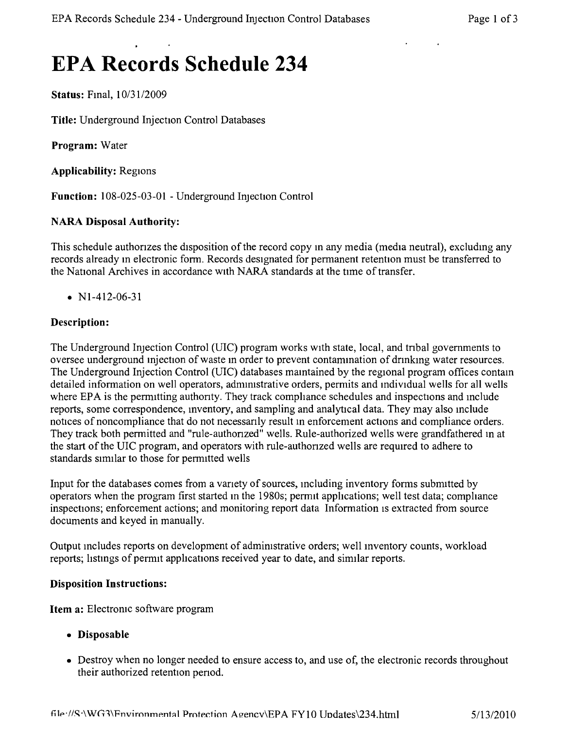# EPA Records Schedule 234

**Status:** Final, 10/31/2009

**Title:** Underground Injection Control Databases

**Program:** Water

**Applicability:** Regions

**Function:** 108-025-03-01 - Underground Injection Control

### NARA Disposal Authority:

This schedule authorizes the disposition of the record copy in any media (media neutral), excluding any records already in electronic form. Records designated for permanent retention must be transferred to the National Archives in accordance with NARA standards at the time of transfer.

- N1-412-06-31

### Description:

The Underground Injection Control (UIC) program works with state, local, and tribal governments to oversee underground injection of waste in order to prevent contamination of drinking water resources. The Underground Injection Control (UIC) databases maintained by the regional program offices contain detailed information on well operators, administrative orders, permits and individual wells for all wells where EPA is the permitting authority. They track compliance schedules and inspections and include reports, some correspondence, inventory, and sampling and analytical data. They may also include notices of noncompliance that do not necessarily result in enforcement actions and compliance orders. They track both permitted and "rule-authorized" wells. Rule-authorized wells were grandfathered in at the start of the UIC program, and operators with rule-authorized wells are required to adhere to standards similar to those for permitted wells

Input for the databases comes from a variety of sources, including inventory forms submitted by operators when the program first started in the 1980s; permit applications; well test data; compliance inspections; enforcement actions; and monitoring report data Information is extracted from source documents and keyed in manually.

Output includes reports on development of administrative orders; well inventory counts, workload reports; listings of permit applications received year to date, and similar reports.

### Disposition Instructions:

**Item a:** Electronic software program

- **Disposable**
- Destroy when no longer needed to ensure access to, and use of, the electronic records throughout their authorized retention period.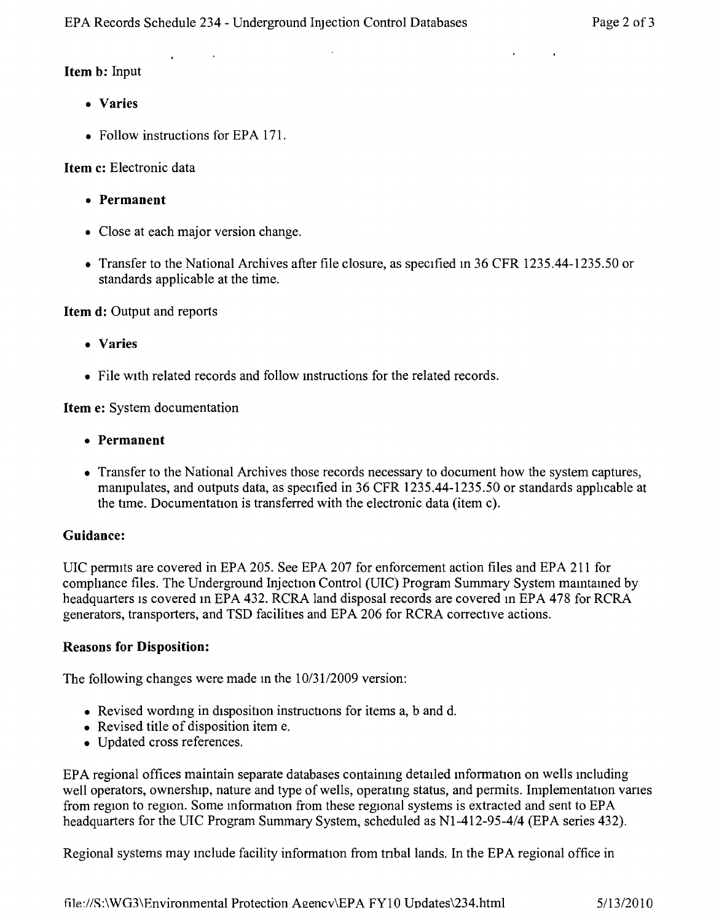**Item b:** Input

- **Varies**
- Follow instructions for EPA 171.

**Item c:** Electronic data

- **Permanent**
- Close at each major version change.
- Transfer to the National Archives after file closure, as specified in 36 CFR 1235.44-1235.50 or standards applicable at the time.

**Item d:** Output and reports

- **Varies**
- File with related records and follow instructions for the related records.

**Item e:** System documentation

- **Permanent**
- Transfer to the National Archives those records necessary to document how the system captures, manipulates, and outputs data, as specified in 36 CFR 1235.44-1235.50 or standards applicable at the time. Documentation is transferred with the electronic data (item c).

### Guidance:

UIC permits are covered in EPA 205. See EPA 207 for enforcement action files and EPA 211 for compliance files. The Underground Injection Control (UIC) Program Summary System maintained by headquarters is covered in EPA 432. RCRA land disposal records are covered in EPA 478 for RCRA generators, transporters, and TSD facilities and EPA 206 for RCRA corrective actions.

### Reasons for Disposition:

The following changes were made in the 10/31/2009 version:

- Revised wording in disposition instructions for items a, b and d.
- Revised title of disposition item e.
- Updated cross references.

EPA regional offices maintain separate databases containing detailed information on wells including well operators, ownership, nature and type of wells, operating status, and permits. Implementation varies from region to region. Some information from these regional systems is extracted and sent to EPA headquarters for the UIC Program Summary System, scheduled as N1-412-95-4/4 (EPA series 432).

Regional systems may include facility information from tribal lands. In the EPA regional office in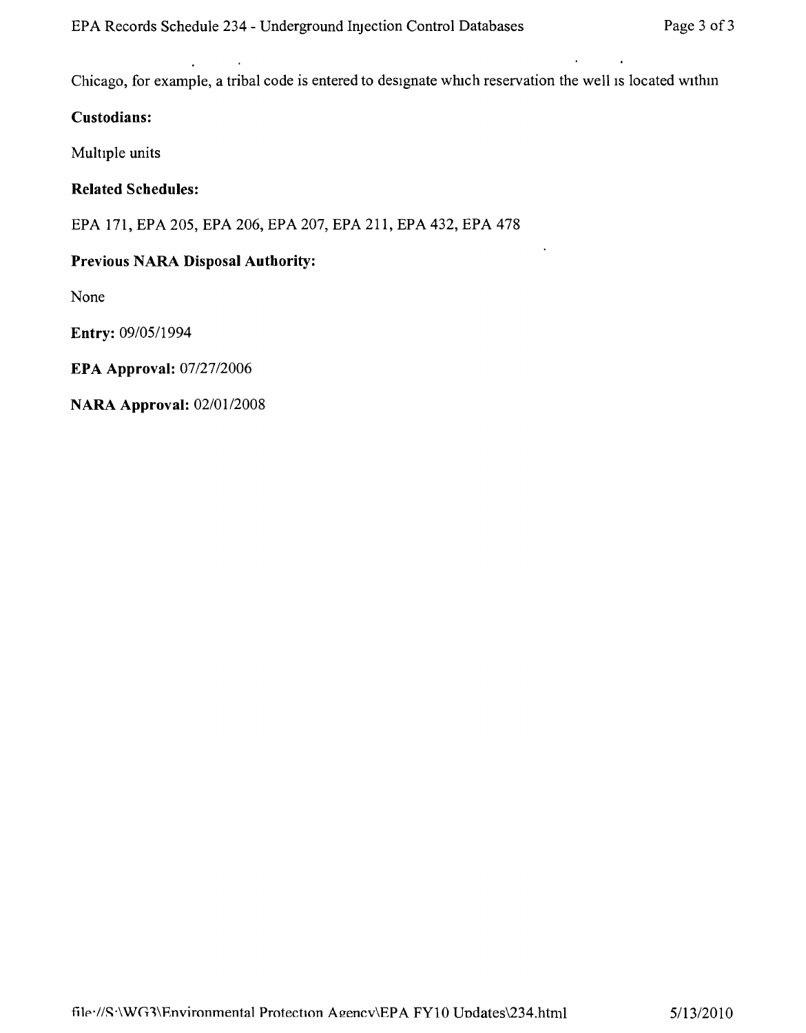Chicago, for example, a tribal code is entered to designate which reservation the well is located within

**Custodians:**

Multiple units

**Related Schedules:**

EPA 171, EPA 205, EPA 206, EPA 207, EPA 211, EPA 432, EPA 478

**Previous NARA Disposal Authority:**

None

**Entry:** 09/05/1994

**EPA Approval:** 07/27/2006

**NARA Approval:** 02/01/2008